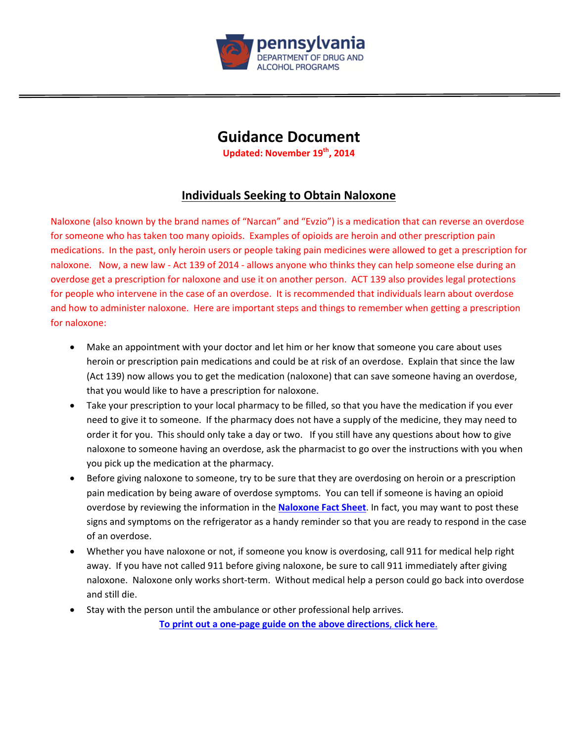pennsylvania
DEPARTMENT OF DRUG AND ALCOHOL PROGRAMS

# Guidance Document

**Updated: November 19th, 2014**

## Individuals Seeking to Obtain Naloxone

Naloxone (also known by the brand names of "Narcan" and "Evzio") is a medication that can reverse an overdose for someone who has taken too many opioids. Examples of opioids are heroin and other prescription pain medications. In the past, only heroin users or people taking pain medicines were allowed to get a prescription for naloxone. Now, a new law - Act 139 of 2014 - allows anyone who thinks they can help someone else during an overdose get a prescription for naloxone and use it on another person. ACT 139 also provides legal protections for people who intervene in the case of an overdose. It is recommended that individuals learn about overdose and how to administer naloxone. Here are important steps and things to remember when getting a prescription for naloxone:

- Make an appointment with your doctor and let him or her know that someone you care about uses heroin or prescription pain medications and could be at risk of an overdose. Explain that since the law (Act 139) now allows you to get the medication (naloxone) that can save someone having an overdose, that you would like to have a prescription for naloxone.
- Take your prescription to your local pharmacy to be filled, so that you have the medication if you ever need to give it to someone. If the pharmacy does not have a supply of the medicine, they may need to order it for you. This should only take a day or two. If you still have any questions about how to give naloxone to someone having an overdose, ask the pharmacist to go over the instructions with you when you pick up the medication at the pharmacy.
- Before giving naloxone to someone, try to be sure that they are overdosing on heroin or a prescription pain medication by being aware of overdose symptoms. You can tell if someone is having an opioid overdose by reviewing the information in the **Naloxone Fact Sheet**. In fact, you may want to post these signs and symptoms on the refrigerator as a handy reminder so that you are ready to respond in the case of an overdose.
- Whether you have naloxone or not, if someone you know is overdosing, call 911 for medical help right away. If you have not called 911 before giving naloxone, be sure to call 911 immediately after giving naloxone. Naloxone only works short-term. Without medical help a person could go back into overdose and still die.
- Stay with the person until the ambulance or other professional help arrives.

**To print out a one-page guide on the above directions, click here.**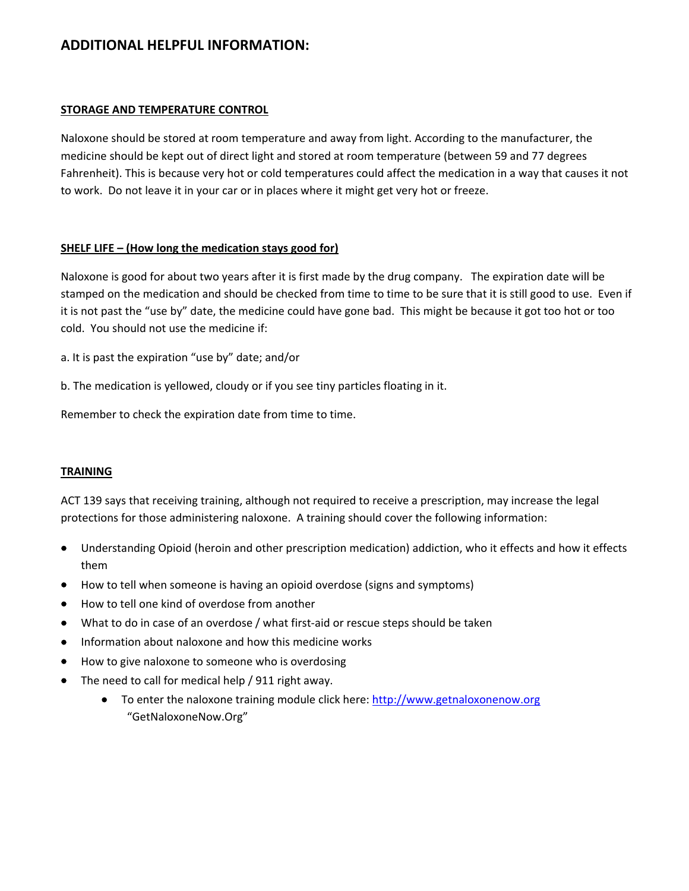# ADDITIONAL HELPFUL INFORMATION:

## STORAGE AND TEMPERATURE CONTROL

Naloxone should be stored at room temperature and away from light. According to the manufacturer, the medicine should be kept out of direct light and stored at room temperature (between 59 and 77 degrees Fahrenheit). This is because very hot or cold temperatures could affect the medication in a way that causes it not to work. Do not leave it in your car or in places where it might get very hot or freeze.

## SHELF LIFE – (How long the medication stays good for)

Naloxone is good for about two years after it is first made by the drug company. The expiration date will be stamped on the medication and should be checked from time to time to be sure that it is still good to use. Even if it is not past the "use by" date, the medicine could have gone bad. This might be because it got too hot or too cold. You should not use the medicine if:

a. It is past the expiration "use by" date; and/or

b. The medication is yellowed, cloudy or if you see tiny particles floating in it.

Remember to check the expiration date from time to time.

## TRAINING

ACT 139 says that receiving training, although not required to receive a prescription, may increase the legal protections for those administering naloxone. A training should cover the following information:

- Understanding Opioid (heroin and other prescription medication) addiction, who it effects and how it effects them
- How to tell when someone is having an opioid overdose (signs and symptoms)
- How to tell one kind of overdose from another
- What to do in case of an overdose / what first-aid or rescue steps should be taken
- Information about naloxone and how this medicine works
- How to give naloxone to someone who is overdosing
- The need to call for medical help / 911 right away.
  - To enter the naloxone training module click here: [http://www.getnaloxonenow.org](http://www.getnaloxonenow.org) "GetNaloxoneNow.Org"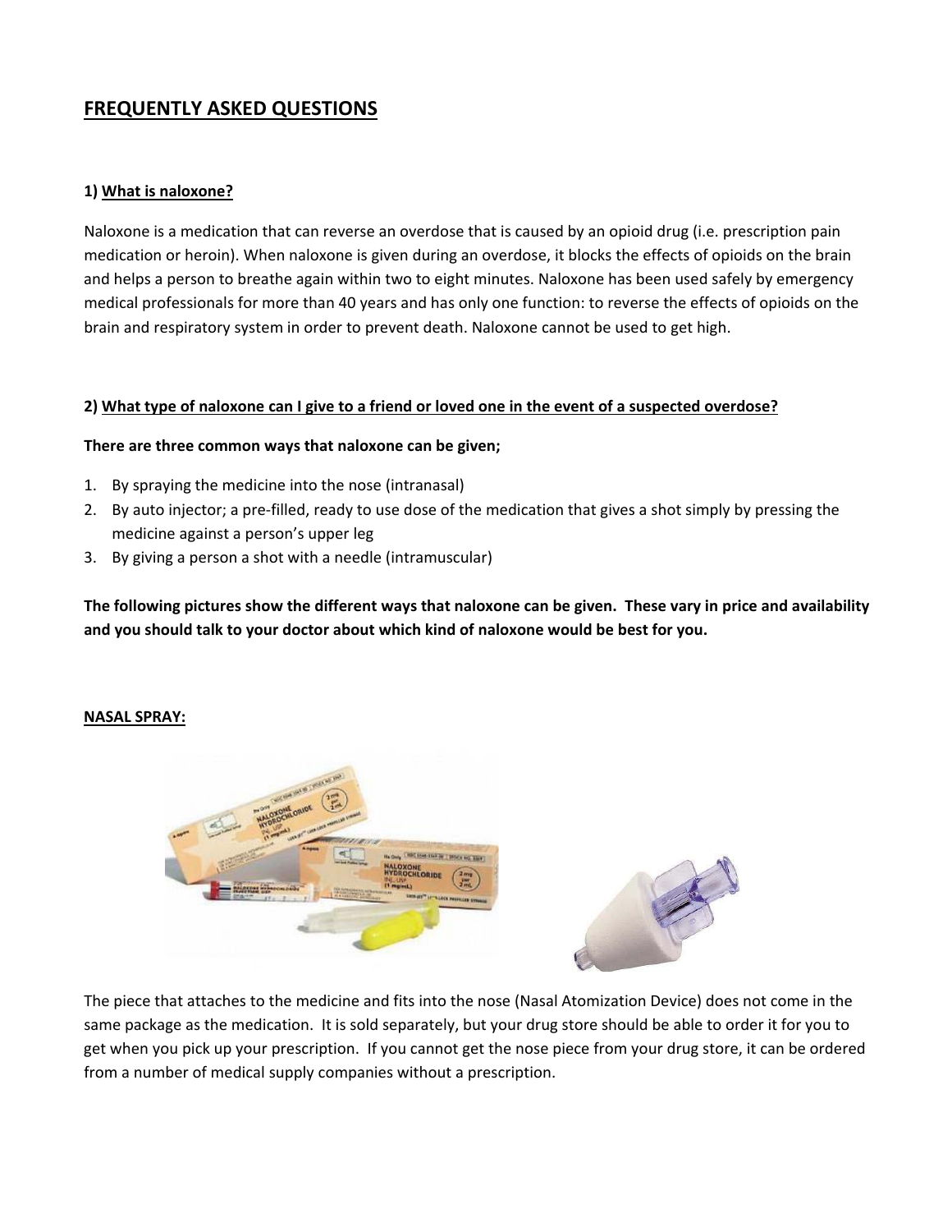## FREQUENTLY ASKED QUESTIONS

### 1) What is naloxone?

Naloxone is a medication that can reverse an overdose that is caused by an opioid drug (i.e. prescription pain medication or heroin). When naloxone is given during an overdose, it blocks the effects of opioids on the brain and helps a person to breathe again within two to eight minutes. Naloxone has been used safely by emergency medical professionals for more than 40 years and has only one function: to reverse the effects of opioids on the brain and respiratory system in order to prevent death. Naloxone cannot be used to get high.

### 2) What type of naloxone can I give to a friend or loved one in the event of a suspected overdose?

**There are three common ways that naloxone can be given;**

1. By spraying the medicine into the nose (intranasal)
2. By auto injector; a pre-filled, ready to use dose of the medication that gives a shot simply by pressing the medicine against a person's upper leg
3. By giving a person a shot with a needle (intramuscular)

**The following pictures show the different ways that naloxone can be given. These vary in price and availability and you should talk to your doctor about which kind of naloxone would be best for you.**

**NASAL SPRAY:**

The piece that attaches to the medicine and fits into the nose (Nasal Atomization Device) does not come in the same package as the medication. It is sold separately, but your drug store should be able to order it for you to get when you pick up your prescription. If you cannot get the nose piece from your drug store, it can be ordered from a number of medical supply companies without a prescription.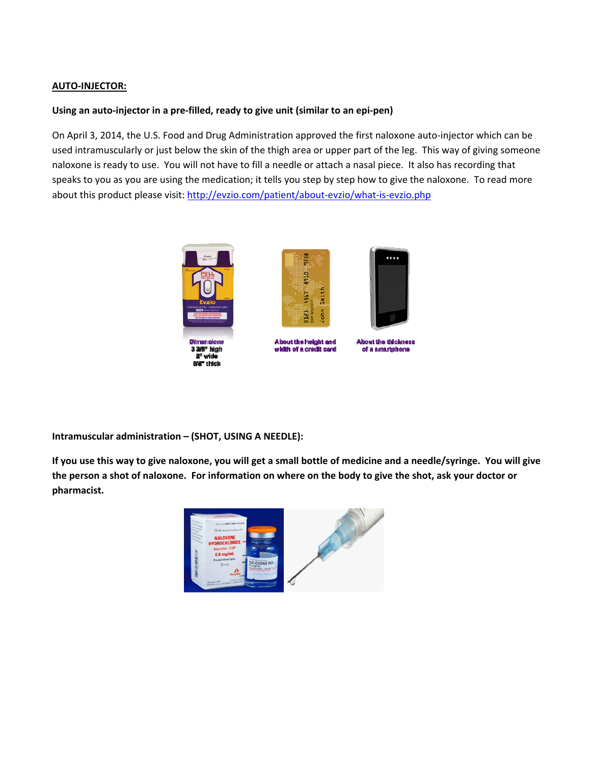**AUTO-INJECTOR:**

**Using an auto-injector in a pre-filled, ready to give unit (similar to an epi-pen)**

On April 3, 2014, the U.S. Food and Drug Administration approved the first naloxone auto-injector which can be used intramuscularly or just below the skin of the thigh area or upper part of the leg. This way of giving someone naloxone is ready to use. You will not have to fill a needle or attach a nasal piece. It also has recording that speaks to you as you are using the medication; it tells you step by step how to give the naloxone. To read more about this product please visit: http://evzio.com/patient/about-evzio/what-is-evzio.php

Dimensions
3 3/8" high
2" wide
5/8" thick

About the height and width of a credit card

About the thickness of a smartphone

**Intramuscular administration – (SHOT, USING A NEEDLE):**

**If you use this way to give naloxone, you will get a small bottle of medicine and a needle/syringe. You will give the person a shot of naloxone. For information on where on the body to give the shot, ask your doctor or pharmacist.**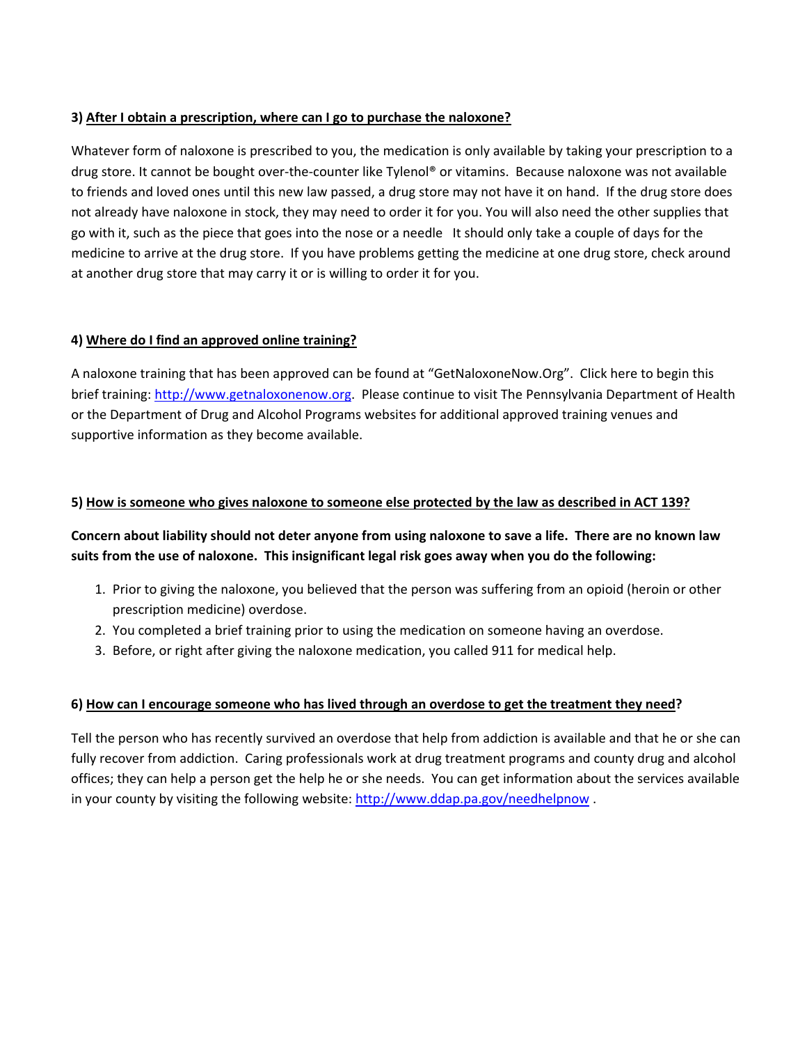**3) After I obtain a prescription, where can I go to purchase the naloxone?**

Whatever form of naloxone is prescribed to you, the medication is only available by taking your prescription to a drug store. It cannot be bought over-the-counter like Tylenol® or vitamins. Because naloxone was not available to friends and loved ones until this new law passed, a drug store may not have it on hand. If the drug store does not already have naloxone in stock, they may need to order it for you. You will also need the other supplies that go with it, such as the piece that goes into the nose or a needle It should only take a couple of days for the medicine to arrive at the drug store. If you have problems getting the medicine at one drug store, check around at another drug store that may carry it or is willing to order it for you.

**4) Where do I find an approved online training?**

A naloxone training that has been approved can be found at "GetNaloxoneNow.Org". Click here to begin this brief training: [http://www.getnaloxonenow.org](http://www.getnaloxonenow.org). Please continue to visit The Pennsylvania Department of Health or the Department of Drug and Alcohol Programs websites for additional approved training venues and supportive information as they become available.

**5) How is someone who gives naloxone to someone else protected by the law as described in ACT 139?**

**Concern about liability should not deter anyone from using naloxone to save a life. There are no known law suits from the use of naloxone. This insignificant legal risk goes away when you do the following:**

1. Prior to giving the naloxone, you believed that the person was suffering from an opioid (heroin or other prescription medicine) overdose.
2. You completed a brief training prior to using the medication on someone having an overdose.
3. Before, or right after giving the naloxone medication, you called 911 for medical help.

**6) How can I encourage someone who has lived through an overdose to get the treatment they need?**

Tell the person who has recently survived an overdose that help from addiction is available and that he or she can fully recover from addiction. Caring professionals work at drug treatment programs and county drug and alcohol offices; they can help a person get the help he or she needs. You can get information about the services available in your county by visiting the following website: [http://www.ddap.pa.gov/needhelpnow](http://www.ddap.pa.gov/needhelpnow) .